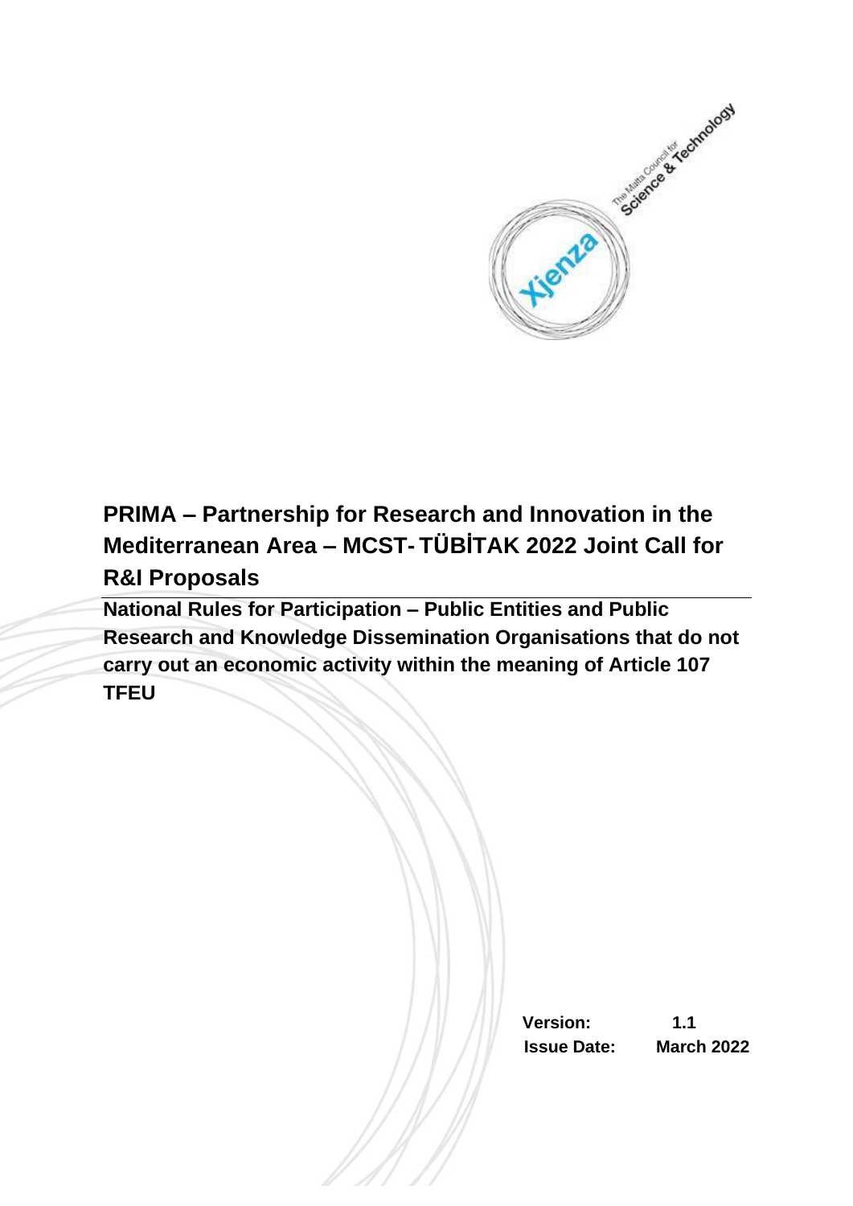# PRIMA – Partnership for Research and Innovation in the Mediterranean Area – MCST- TÜBİTAK 2022 Joint Call for R&I Proposals

**National Rules for Participation – Public Entities and Public Research and Knowledge Dissemination Organisations that do not carry out an economic activity within the meaning of Article 107 TFEU**

**Version:** 1.1
**Issue Date:** March 2022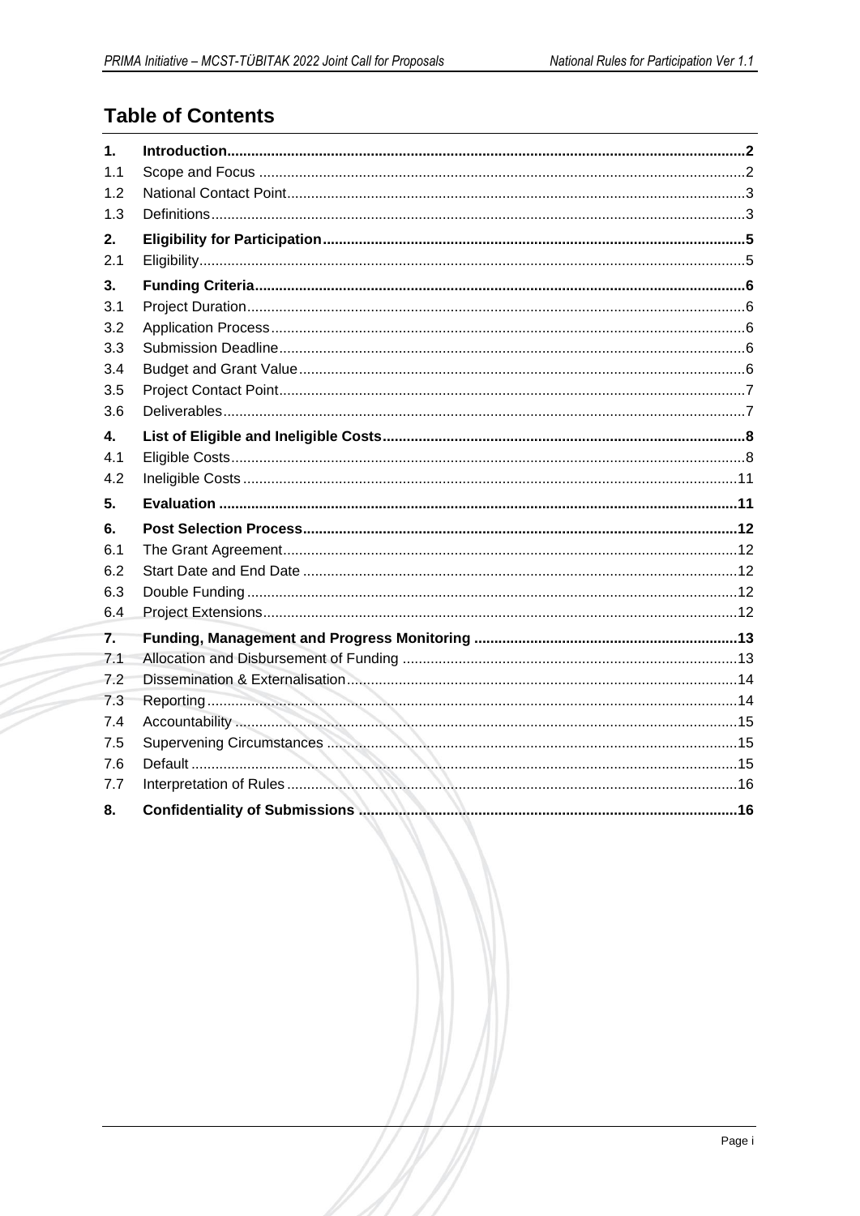# Table of Contents

| | | |
|---|---|---|
| **1.** | **Introduction** | **2** |
| 1.1 | Scope and Focus | 2 |
| 1.2 | National Contact Point | 3 |
| 1.3 | Definitions | 3 |
| **2.** | **Eligibility for Participation** | **5** |
| 2.1 | Eligibility | 5 |
| **3.** | **Funding Criteria** | **6** |
| 3.1 | Project Duration | 6 |
| 3.2 | Application Process | 6 |
| 3.3 | Submission Deadline | 6 |
| 3.4 | Budget and Grant Value | 6 |
| 3.5 | Project Contact Point | 7 |
| 3.6 | Deliverables | 7 |
| **4.** | **List of Eligible and Ineligible Costs** | **8** |
| 4.1 | Eligible Costs | 8 |
| 4.2 | Ineligible Costs | 11 |
| **5.** | **Evaluation** | **11** |
| **6.** | **Post Selection Process** | **12** |
| 6.1 | The Grant Agreement | 12 |
| 6.2 | Start Date and End Date | 12 |
| 6.3 | Double Funding | 12 |
| 6.4 | Project Extensions | 12 |
| **7.** | **Funding, Management and Progress Monitoring** | **13** |
| 7.1 | Allocation and Disbursement of Funding | 13 |
| 7.2 | Dissemination & Externalisation | 14 |
| 7.3 | Reporting | 14 |
| 7.4 | Accountability | 15 |
| 7.5 | Supervening Circumstances | 15 |
| 7.6 | Default | 15 |
| 7.7 | Interpretation of Rules | 16 |
| **8.** | **Confidentiality of Submissions** | **16** |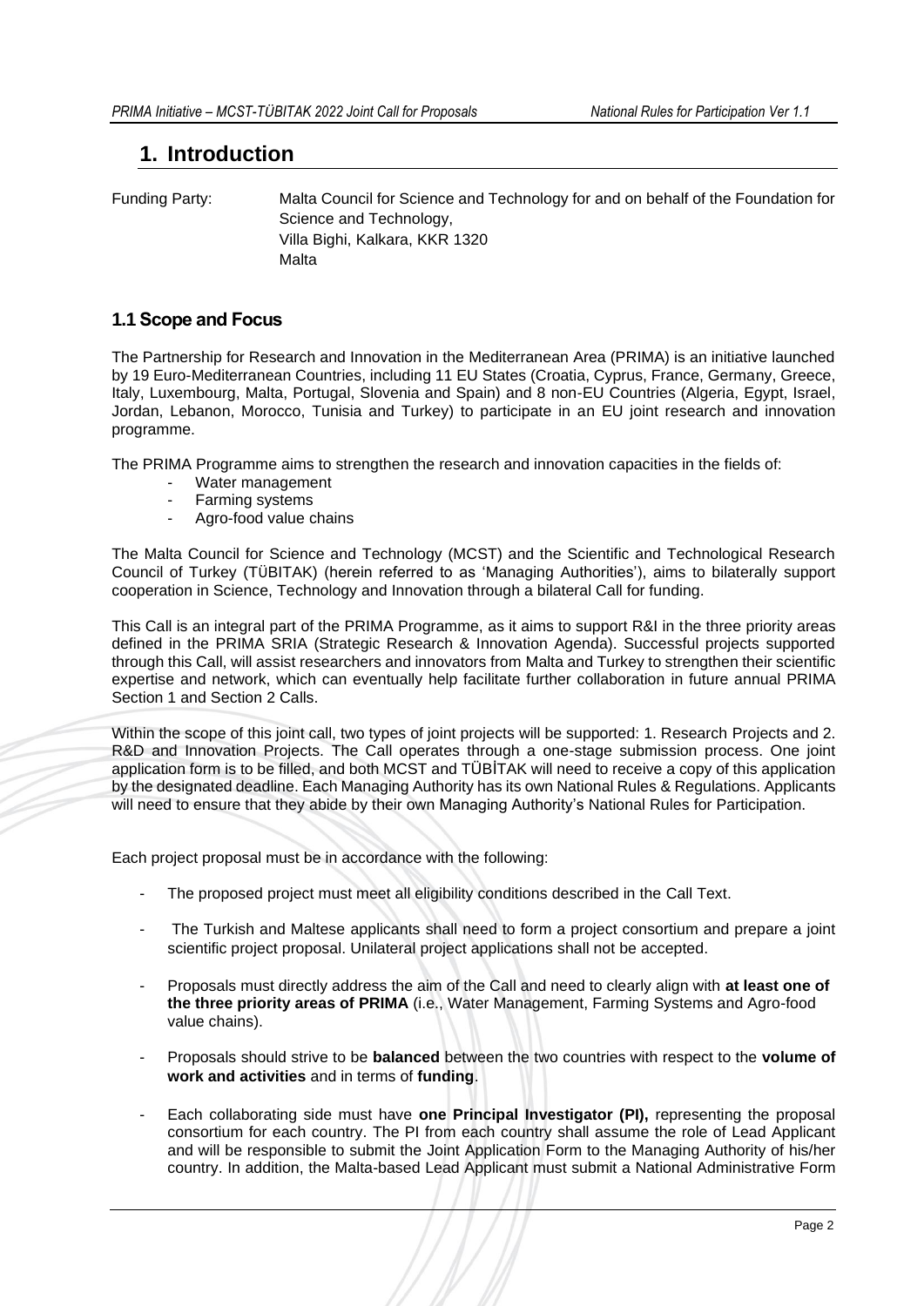# 1. Introduction

Funding Party: Malta Council for Science and Technology for and on behalf of the Foundation for Science and Technology,
Villa Bighi, Kalkara, KKR 1320
Malta

## 1.1 Scope and Focus

The Partnership for Research and Innovation in the Mediterranean Area (PRIMA) is an initiative launched by 19 Euro-Mediterranean Countries, including 11 EU States (Croatia, Cyprus, France, Germany, Greece, Italy, Luxembourg, Malta, Portugal, Slovenia and Spain) and 8 non-EU Countries (Algeria, Egypt, Israel, Jordan, Lebanon, Morocco, Tunisia and Turkey) to participate in an EU joint research and innovation programme.

The PRIMA Programme aims to strengthen the research and innovation capacities in the fields of:

- Water management
- Farming systems
- Agro-food value chains

The Malta Council for Science and Technology (MCST) and the Scientific and Technological Research Council of Turkey (TÜBITAK) (herein referred to as 'Managing Authorities'), aims to bilaterally support cooperation in Science, Technology and Innovation through a bilateral Call for funding.

This Call is an integral part of the PRIMA Programme, as it aims to support R&I in the three priority areas defined in the PRIMA SRIA (Strategic Research & Innovation Agenda). Successful projects supported through this Call, will assist researchers and innovators from Malta and Turkey to strengthen their scientific expertise and network, which can eventually help facilitate further collaboration in future annual PRIMA Section 1 and Section 2 Calls.

Within the scope of this joint call, two types of joint projects will be supported: 1. Research Projects and 2. R&D and Innovation Projects. The Call operates through a one-stage submission process. One joint application form is to be filled, and both MCST and TÜBİTAK will need to receive a copy of this application by the designated deadline. Each Managing Authority has its own National Rules & Regulations. Applicants will need to ensure that they abide by their own Managing Authority's National Rules for Participation.

Each project proposal must be in accordance with the following:

- The proposed project must meet all eligibility conditions described in the Call Text.
- The Turkish and Maltese applicants shall need to form a project consortium and prepare a joint scientific project proposal. Unilateral project applications shall not be accepted.
- Proposals must directly address the aim of the Call and need to clearly align with **at least one of the three priority areas of PRIMA** (i.e., Water Management, Farming Systems and Agro-food value chains).
- Proposals should strive to be **balanced** between the two countries with respect to the **volume of work and activities** and in terms of **funding**.
- Each collaborating side must have **one Principal Investigator (PI),** representing the proposal consortium for each country. The PI from each country shall assume the role of Lead Applicant and will be responsible to submit the Joint Application Form to the Managing Authority of his/her country. In addition, the Malta-based Lead Applicant must submit a National Administrative Form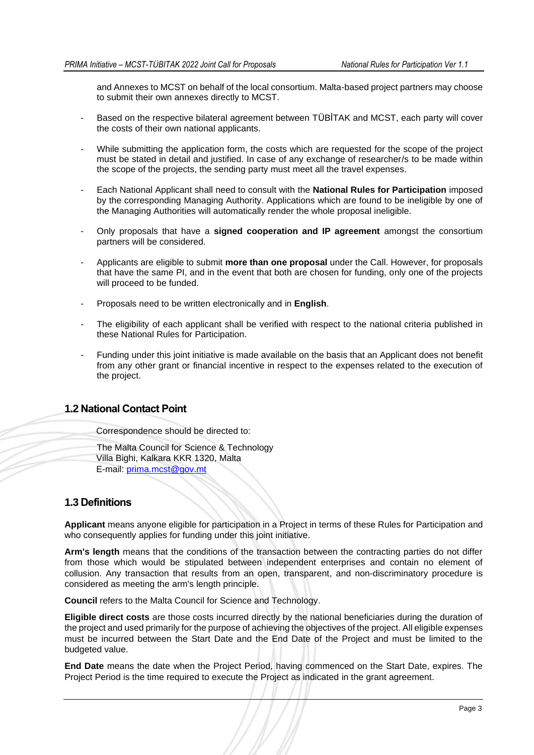and Annexes to MCST on behalf of the local consortium. Malta-based project partners may choose to submit their own annexes directly to MCST.

- Based on the respective bilateral agreement between TÜBİTAK and MCST, each party will cover the costs of their own national applicants.
- While submitting the application form, the costs which are requested for the scope of the project must be stated in detail and justified. In case of any exchange of researcher/s to be made within the scope of the projects, the sending party must meet all the travel expenses.
- Each National Applicant shall need to consult with the **National Rules for Participation** imposed by the corresponding Managing Authority. Applications which are found to be ineligible by one of the Managing Authorities will automatically render the whole proposal ineligible.
- Only proposals that have a **signed cooperation and IP agreement** amongst the consortium partners will be considered.
- Applicants are eligible to submit **more than one proposal** under the Call. However, for proposals that have the same PI, and in the event that both are chosen for funding, only one of the projects will proceed to be funded.
- Proposals need to be written electronically and in **English**.
- The eligibility of each applicant shall be verified with respect to the national criteria published in these National Rules for Participation.
- Funding under this joint initiative is made available on the basis that an Applicant does not benefit from any other grant or financial incentive in respect to the expenses related to the execution of the project.

## 1.2 National Contact Point

Correspondence should be directed to:

The Malta Council for Science & Technology
Villa Bighi, Kalkara KKR 1320, Malta
E-mail: prima.mcst@gov.mt

## 1.3 Definitions

**Applicant** means anyone eligible for participation in a Project in terms of these Rules for Participation and who consequently applies for funding under this joint initiative.

**Arm's length** means that the conditions of the transaction between the contracting parties do not differ from those which would be stipulated between independent enterprises and contain no element of collusion. Any transaction that results from an open, transparent, and non-discriminatory procedure is considered as meeting the arm's length principle.

**Council** refers to the Malta Council for Science and Technology.

**Eligible direct costs** are those costs incurred directly by the national beneficiaries during the duration of the project and used primarily for the purpose of achieving the objectives of the project. All eligible expenses must be incurred between the Start Date and the End Date of the Project and must be limited to the budgeted value.

**End Date** means the date when the Project Period, having commenced on the Start Date, expires. The Project Period is the time required to execute the Project as indicated in the grant agreement.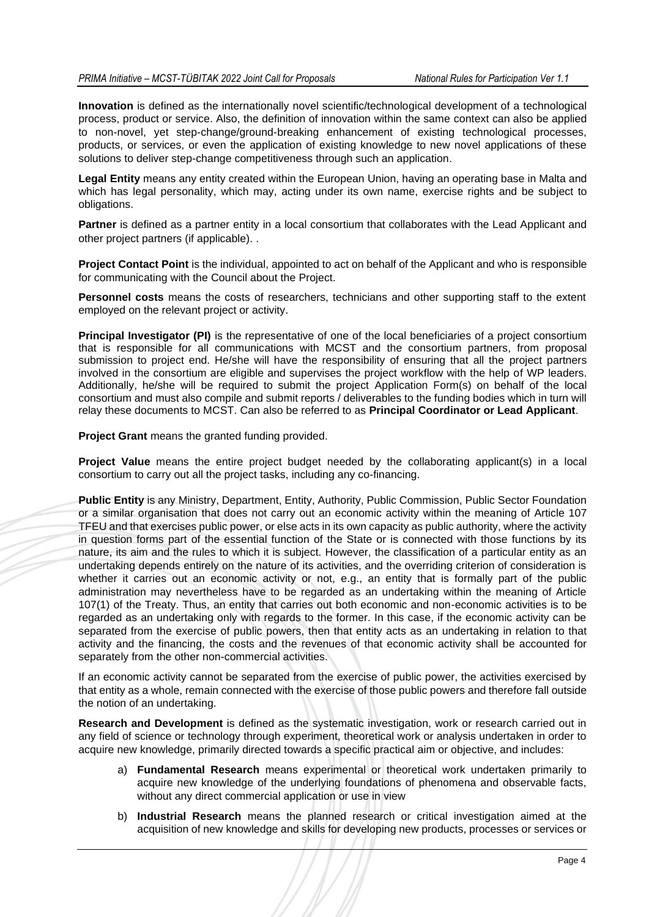**Innovation** is defined as the internationally novel scientific/technological development of a technological process, product or service. Also, the definition of innovation within the same context can also be applied to non-novel, yet step-change/ground-breaking enhancement of existing technological processes, products, or services, or even the application of existing knowledge to new novel applications of these solutions to deliver step-change competitiveness through such an application.

**Legal Entity** means any entity created within the European Union, having an operating base in Malta and which has legal personality, which may, acting under its own name, exercise rights and be subject to obligations.

**Partner** is defined as a partner entity in a local consortium that collaborates with the Lead Applicant and other project partners (if applicable). .

**Project Contact Point** is the individual, appointed to act on behalf of the Applicant and who is responsible for communicating with the Council about the Project.

**Personnel costs** means the costs of researchers, technicians and other supporting staff to the extent employed on the relevant project or activity.

**Principal Investigator (PI)** is the representative of one of the local beneficiaries of a project consortium that is responsible for all communications with MCST and the consortium partners, from proposal submission to project end. He/she will have the responsibility of ensuring that all the project partners involved in the consortium are eligible and supervises the project workflow with the help of WP leaders. Additionally, he/she will be required to submit the project Application Form(s) on behalf of the local consortium and must also compile and submit reports / deliverables to the funding bodies which in turn will relay these documents to MCST. Can also be referred to as **Principal Coordinator or Lead Applicant**.

**Project Grant** means the granted funding provided.

**Project Value** means the entire project budget needed by the collaborating applicant(s) in a local consortium to carry out all the project tasks, including any co-financing.

**Public Entity** is any Ministry, Department, Entity, Authority, Public Commission, Public Sector Foundation or a similar organisation that does not carry out an economic activity within the meaning of Article 107 TFEU and that exercises public power, or else acts in its own capacity as public authority, where the activity in question forms part of the essential function of the State or is connected with those functions by its nature, its aim and the rules to which it is subject. However, the classification of a particular entity as an undertaking depends entirely on the nature of its activities, and the overriding criterion of consideration is whether it carries out an economic activity or not, e.g., an entity that is formally part of the public administration may nevertheless have to be regarded as an undertaking within the meaning of Article 107(1) of the Treaty. Thus, an entity that carries out both economic and non-economic activities is to be regarded as an undertaking only with regards to the former. In this case, if the economic activity can be separated from the exercise of public powers, then that entity acts as an undertaking in relation to that activity and the financing, the costs and the revenues of that economic activity shall be accounted for separately from the other non-commercial activities.

If an economic activity cannot be separated from the exercise of public power, the activities exercised by that entity as a whole, remain connected with the exercise of those public powers and therefore fall outside the notion of an undertaking.

**Research and Development** is defined as the systematic investigation, work or research carried out in any field of science or technology through experiment, theoretical work or analysis undertaken in order to acquire new knowledge, primarily directed towards a specific practical aim or objective, and includes:

a) **Fundamental Research** means experimental or theoretical work undertaken primarily to acquire new knowledge of the underlying foundations of phenomena and observable facts, without any direct commercial application or use in view

b) **Industrial Research** means the planned research or critical investigation aimed at the acquisition of new knowledge and skills for developing new products, processes or services or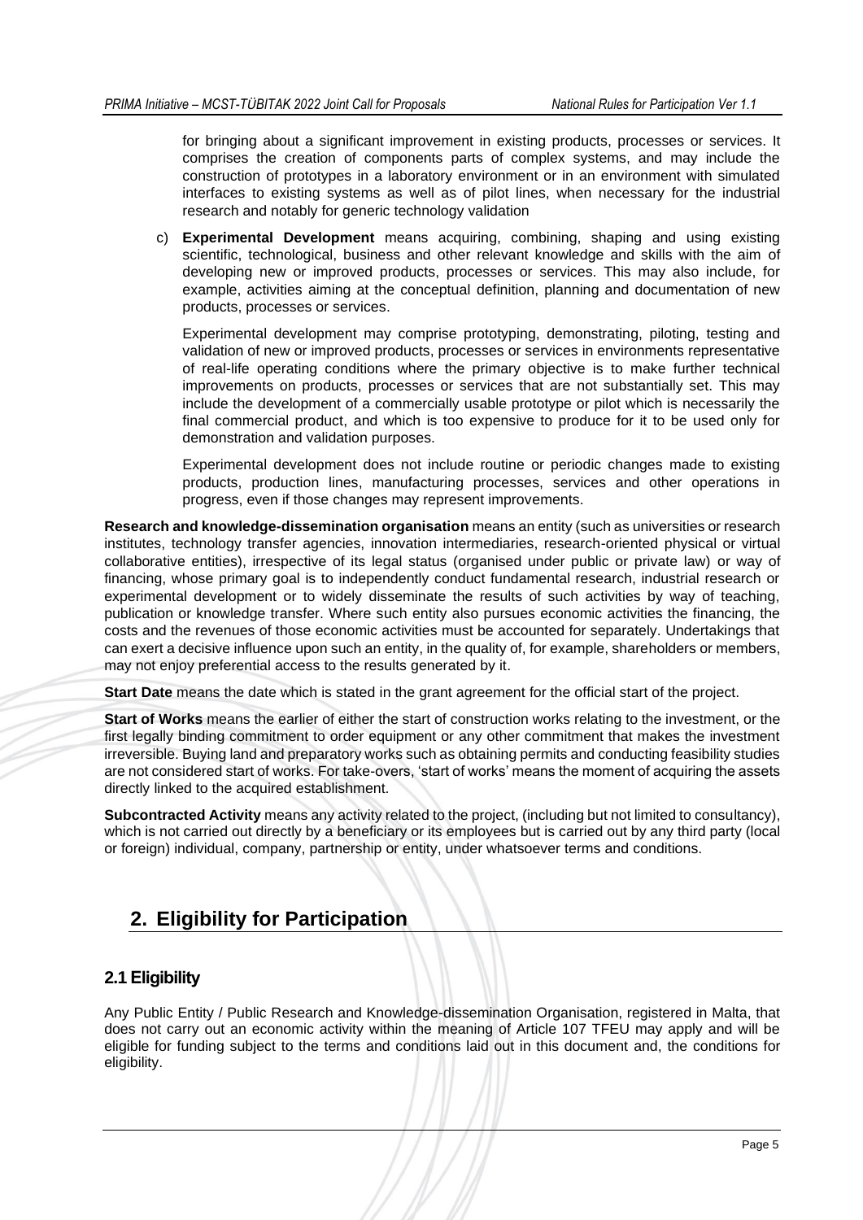for bringing about a significant improvement in existing products, processes or services. It comprises the creation of components parts of complex systems, and may include the construction of prototypes in a laboratory environment or in an environment with simulated interfaces to existing systems as well as of pilot lines, when necessary for the industrial research and notably for generic technology validation

c) **Experimental Development** means acquiring, combining, shaping and using existing scientific, technological, business and other relevant knowledge and skills with the aim of developing new or improved products, processes or services. This may also include, for example, activities aiming at the conceptual definition, planning and documentation of new products, processes or services.

   Experimental development may comprise prototyping, demonstrating, piloting, testing and validation of new or improved products, processes or services in environments representative of real-life operating conditions where the primary objective is to make further technical improvements on products, processes or services that are not substantially set. This may include the development of a commercially usable prototype or pilot which is necessarily the final commercial product, and which is too expensive to produce for it to be used only for demonstration and validation purposes.

   Experimental development does not include routine or periodic changes made to existing products, production lines, manufacturing processes, services and other operations in progress, even if those changes may represent improvements.

**Research and knowledge-dissemination organisation** means an entity (such as universities or research institutes, technology transfer agencies, innovation intermediaries, research-oriented physical or virtual collaborative entities), irrespective of its legal status (organised under public or private law) or way of financing, whose primary goal is to independently conduct fundamental research, industrial research or experimental development or to widely disseminate the results of such activities by way of teaching, publication or knowledge transfer. Where such entity also pursues economic activities the financing, the costs and the revenues of those economic activities must be accounted for separately. Undertakings that can exert a decisive influence upon such an entity, in the quality of, for example, shareholders or members, may not enjoy preferential access to the results generated by it.

**Start Date** means the date which is stated in the grant agreement for the official start of the project.

**Start of Works** means the earlier of either the start of construction works relating to the investment, or the first legally binding commitment to order equipment or any other commitment that makes the investment irreversible. Buying land and preparatory works such as obtaining permits and conducting feasibility studies are not considered start of works. For take-overs, 'start of works' means the moment of acquiring the assets directly linked to the acquired establishment.

**Subcontracted Activity** means any activity related to the project, (including but not limited to consultancy), which is not carried out directly by a beneficiary or its employees but is carried out by any third party (local or foreign) individual, company, partnership or entity, under whatsoever terms and conditions.

# 2. Eligibility for Participation

## 2.1 Eligibility

Any Public Entity / Public Research and Knowledge-dissemination Organisation, registered in Malta, that does not carry out an economic activity within the meaning of Article 107 TFEU may apply and will be eligible for funding subject to the terms and conditions laid out in this document and, the conditions for eligibility.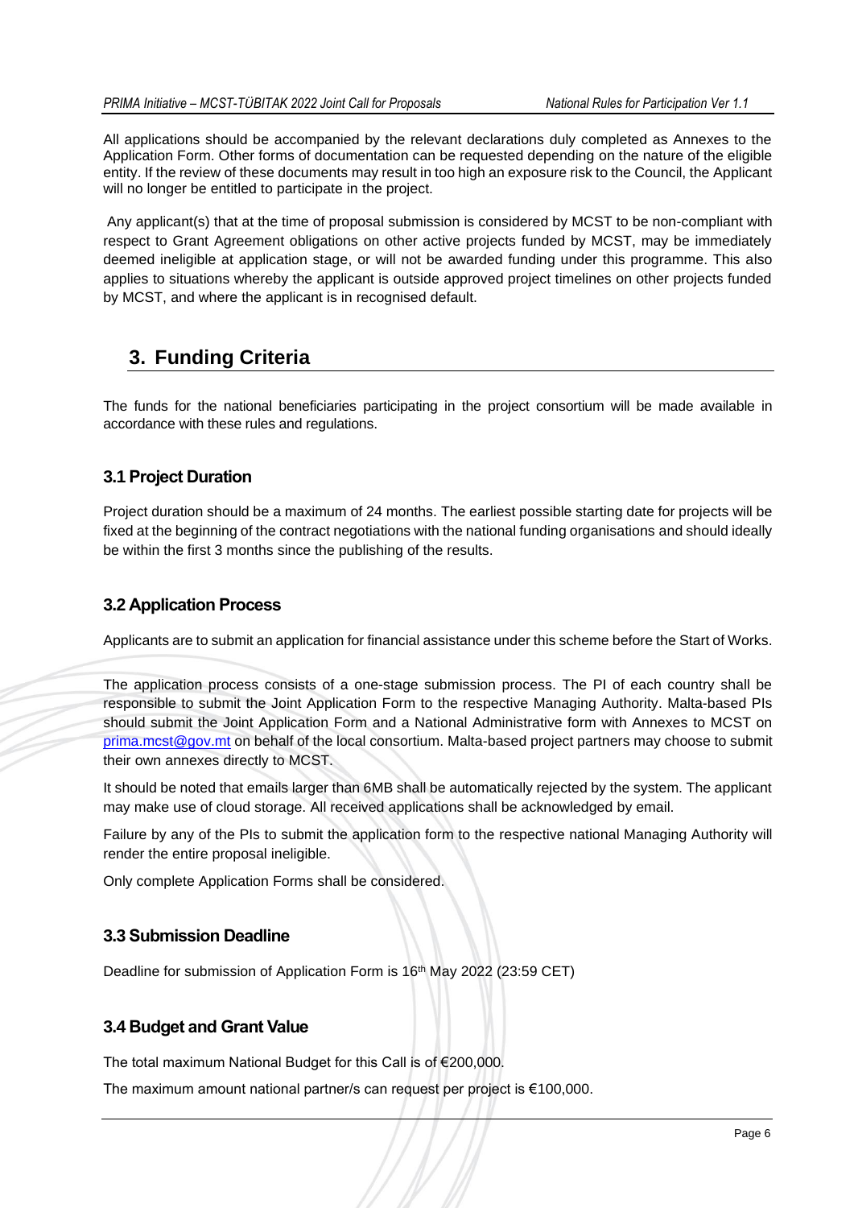All applications should be accompanied by the relevant declarations duly completed as Annexes to the Application Form. Other forms of documentation can be requested depending on the nature of the eligible entity. If the review of these documents may result in too high an exposure risk to the Council, the Applicant will no longer be entitled to participate in the project.

Any applicant(s) that at the time of proposal submission is considered by MCST to be non-compliant with respect to Grant Agreement obligations on other active projects funded by MCST, may be immediately deemed ineligible at application stage, or will not be awarded funding under this programme. This also applies to situations whereby the applicant is outside approved project timelines on other projects funded by MCST, and where the applicant is in recognised default.

# 3. Funding Criteria

The funds for the national beneficiaries participating in the project consortium will be made available in accordance with these rules and regulations.

## 3.1 Project Duration

Project duration should be a maximum of 24 months. The earliest possible starting date for projects will be fixed at the beginning of the contract negotiations with the national funding organisations and should ideally be within the first 3 months since the publishing of the results.

## 3.2 Application Process

Applicants are to submit an application for financial assistance under this scheme before the Start of Works.

The application process consists of a one-stage submission process. The PI of each country shall be responsible to submit the Joint Application Form to the respective Managing Authority. Malta-based PIs should submit the Joint Application Form and a National Administrative form with Annexes to MCST on prima.mcst@gov.mt on behalf of the local consortium. Malta-based project partners may choose to submit their own annexes directly to MCST.

It should be noted that emails larger than 6MB shall be automatically rejected by the system. The applicant may make use of cloud storage. All received applications shall be acknowledged by email.

Failure by any of the PIs to submit the application form to the respective national Managing Authority will render the entire proposal ineligible.

Only complete Application Forms shall be considered.

## 3.3 Submission Deadline

Deadline for submission of Application Form is 16th May 2022 (23:59 CET)

## 3.4 Budget and Grant Value

The total maximum National Budget for this Call is of €200,000.

The maximum amount national partner/s can request per project is €100,000.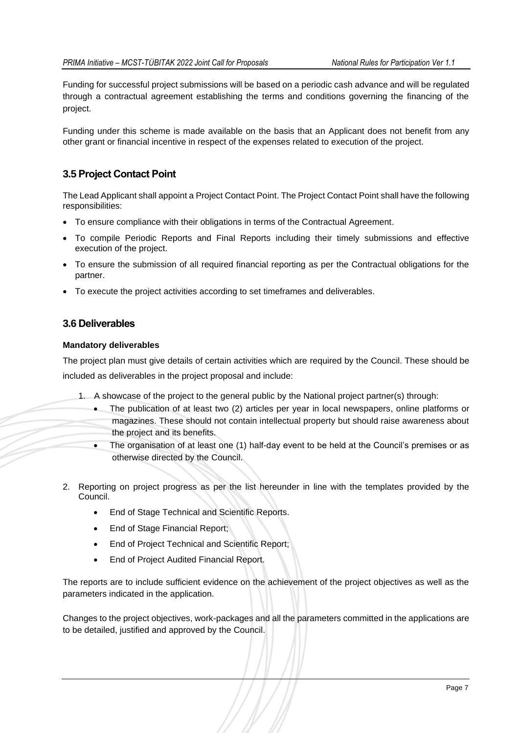Funding for successful project submissions will be based on a periodic cash advance and will be regulated through a contractual agreement establishing the terms and conditions governing the financing of the project.

Funding under this scheme is made available on the basis that an Applicant does not benefit from any other grant or financial incentive in respect of the expenses related to execution of the project.

## 3.5 Project Contact Point

The Lead Applicant shall appoint a Project Contact Point. The Project Contact Point shall have the following responsibilities:

- To ensure compliance with their obligations in terms of the Contractual Agreement.
- To compile Periodic Reports and Final Reports including their timely submissions and effective execution of the project.
- To ensure the submission of all required financial reporting as per the Contractual obligations for the partner.
- To execute the project activities according to set timeframes and deliverables.

## 3.6 Deliverables

**Mandatory deliverables**

The project plan must give details of certain activities which are required by the Council. These should be included as deliverables in the project proposal and include:

1. A showcase of the project to the general public by the National project partner(s) through:
    - The publication of at least two (2) articles per year in local newspapers, online platforms or magazines. These should not contain intellectual property but should raise awareness about the project and its benefits.
    - The organisation of at least one (1) half-day event to be held at the Council's premises or as otherwise directed by the Council.

2. Reporting on project progress as per the list hereunder in line with the templates provided by the Council.
    - End of Stage Technical and Scientific Reports.
    - End of Stage Financial Report;
    - End of Project Technical and Scientific Report;
    - End of Project Audited Financial Report.

The reports are to include sufficient evidence on the achievement of the project objectives as well as the parameters indicated in the application.

Changes to the project objectives, work-packages and all the parameters committed in the applications are to be detailed, justified and approved by the Council.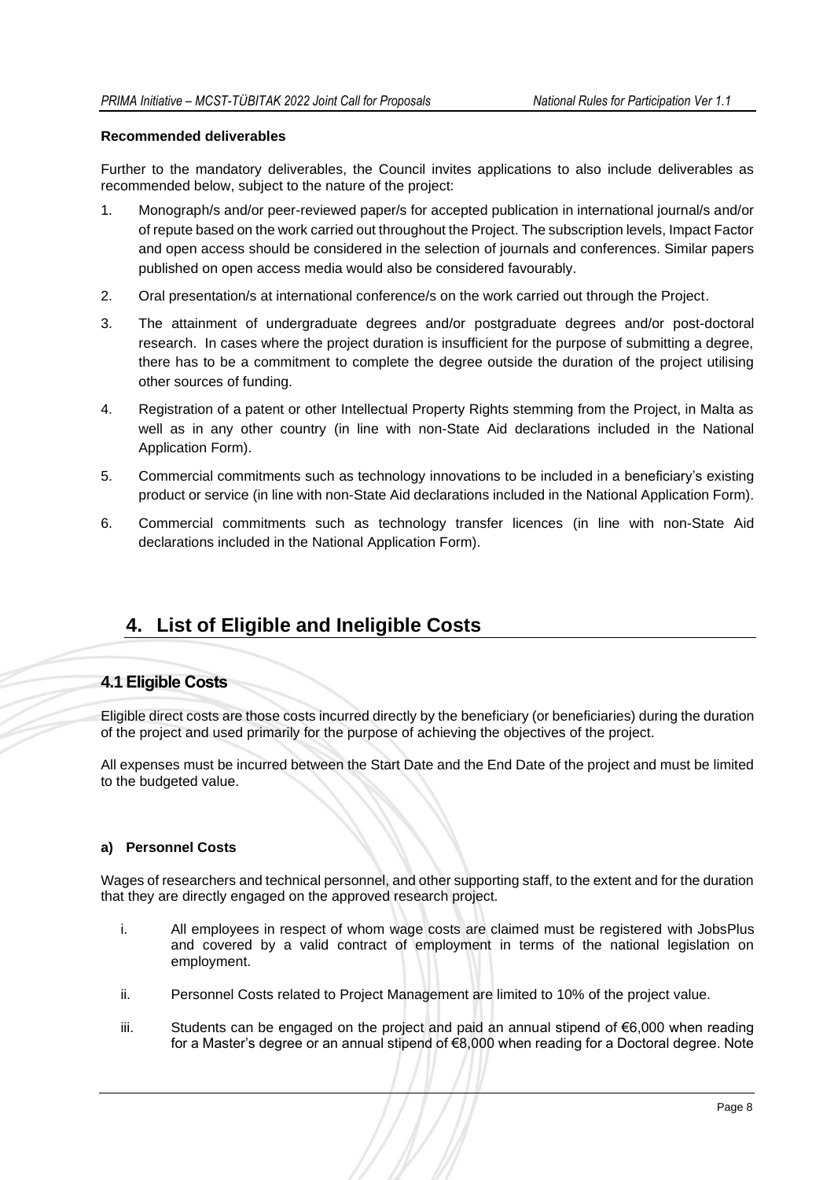**Recommended deliverables**

Further to the mandatory deliverables, the Council invites applications to also include deliverables as recommended below, subject to the nature of the project:

1. Monograph/s and/or peer-reviewed paper/s for accepted publication in international journal/s and/or of repute based on the work carried out throughout the Project. The subscription levels, Impact Factor and open access should be considered in the selection of journals and conferences. Similar papers published on open access media would also be considered favourably.
2. Oral presentation/s at international conference/s on the work carried out through the Project.
3. The attainment of undergraduate degrees and/or postgraduate degrees and/or post-doctoral research. In cases where the project duration is insufficient for the purpose of submitting a degree, there has to be a commitment to complete the degree outside the duration of the project utilising other sources of funding.
4. Registration of a patent or other Intellectual Property Rights stemming from the Project, in Malta as well as in any other country (in line with non-State Aid declarations included in the National Application Form).
5. Commercial commitments such as technology innovations to be included in a beneficiary's existing product or service (in line with non-State Aid declarations included in the National Application Form).
6. Commercial commitments such as technology transfer licences (in line with non-State Aid declarations included in the National Application Form).

# 4. List of Eligible and Ineligible Costs

## 4.1 Eligible Costs

Eligible direct costs are those costs incurred directly by the beneficiary (or beneficiaries) during the duration of the project and used primarily for the purpose of achieving the objectives of the project.

All expenses must be incurred between the Start Date and the End Date of the project and must be limited to the budgeted value.

**a) Personnel Costs**

Wages of researchers and technical personnel, and other supporting staff, to the extent and for the duration that they are directly engaged on the approved research project.

i. All employees in respect of whom wage costs are claimed must be registered with JobsPlus and covered by a valid contract of employment in terms of the national legislation on employment.

ii. Personnel Costs related to Project Management are limited to 10% of the project value.

iii. Students can be engaged on the project and paid an annual stipend of €6,000 when reading for a Master's degree or an annual stipend of €8,000 when reading for a Doctoral degree. Note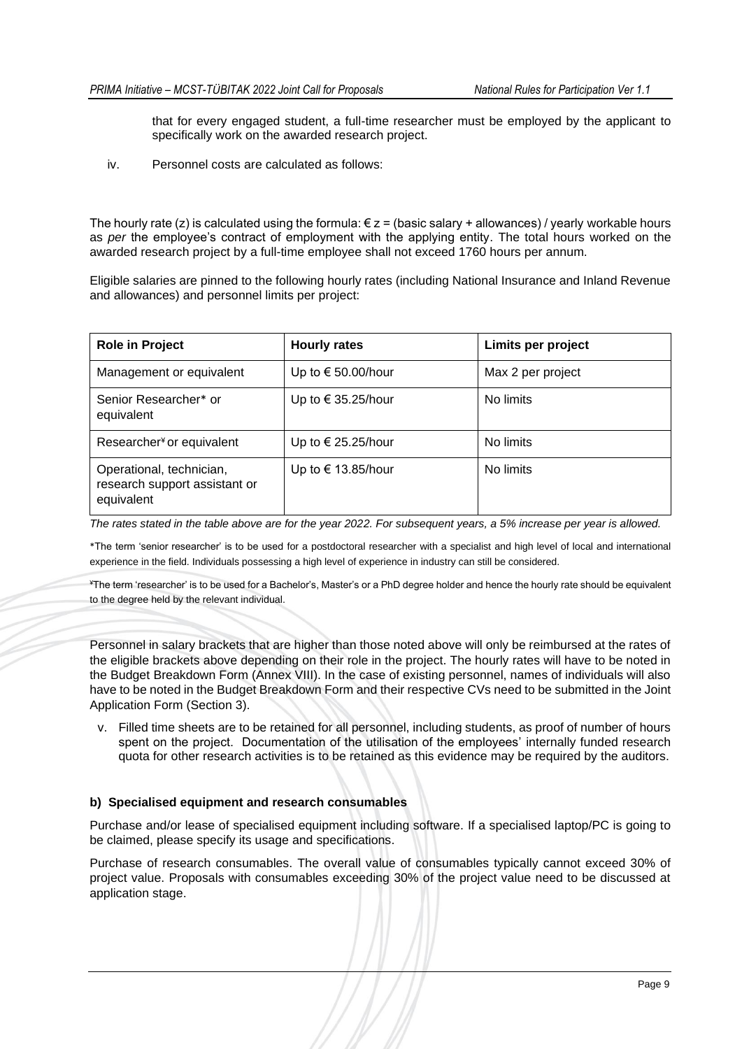that for every engaged student, a full-time researcher must be employed by the applicant to specifically work on the awarded research project.

iv. Personnel costs are calculated as follows:

The hourly rate (z) is calculated using the formula: € z = (basic salary + allowances) / yearly workable hours as *per* the employee's contract of employment with the applying entity. The total hours worked on the awarded research project by a full-time employee shall not exceed 1760 hours per annum.

Eligible salaries are pinned to the following hourly rates (including National Insurance and Inland Revenue and allowances) and personnel limits per project:

| Role in Project | Hourly rates | Limits per project |
|---|---|---|
| Management or equivalent | Up to € 50.00/hour | Max 2 per project |
| Senior Researcher* or equivalent | Up to € 35.25/hour | No limits |
| Researcher¥ or equivalent | Up to € 25.25/hour | No limits |
| Operational, technician, research support assistant or equivalent | Up to € 13.85/hour | No limits |

*The rates stated in the table above are for the year 2022. For subsequent years, a 5% increase per year is allowed.*

*The term 'senior researcher' is to be used for a postdoctoral researcher with a specialist and high level of local and international experience in the field. Individuals possessing a high level of experience in industry can still be considered.

¥The term 'researcher' is to be used for a Bachelor's, Master's or a PhD degree holder and hence the hourly rate should be equivalent to the degree held by the relevant individual.

Personnel in salary brackets that are higher than those noted above will only be reimbursed at the rates of the eligible brackets above depending on their role in the project. The hourly rates will have to be noted in the Budget Breakdown Form (Annex VIII). In the case of existing personnel, names of individuals will also have to be noted in the Budget Breakdown Form and their respective CVs need to be submitted in the Joint Application Form (Section 3).

v. Filled time sheets are to be retained for all personnel, including students, as proof of number of hours spent on the project. Documentation of the utilisation of the employees' internally funded research quota for other research activities is to be retained as this evidence may be required by the auditors.

**b) Specialised equipment and research consumables**

Purchase and/or lease of specialised equipment including software. If a specialised laptop/PC is going to be claimed, please specify its usage and specifications.

Purchase of research consumables. The overall value of consumables typically cannot exceed 30% of project value. Proposals with consumables exceeding 30% of the project value need to be discussed at application stage.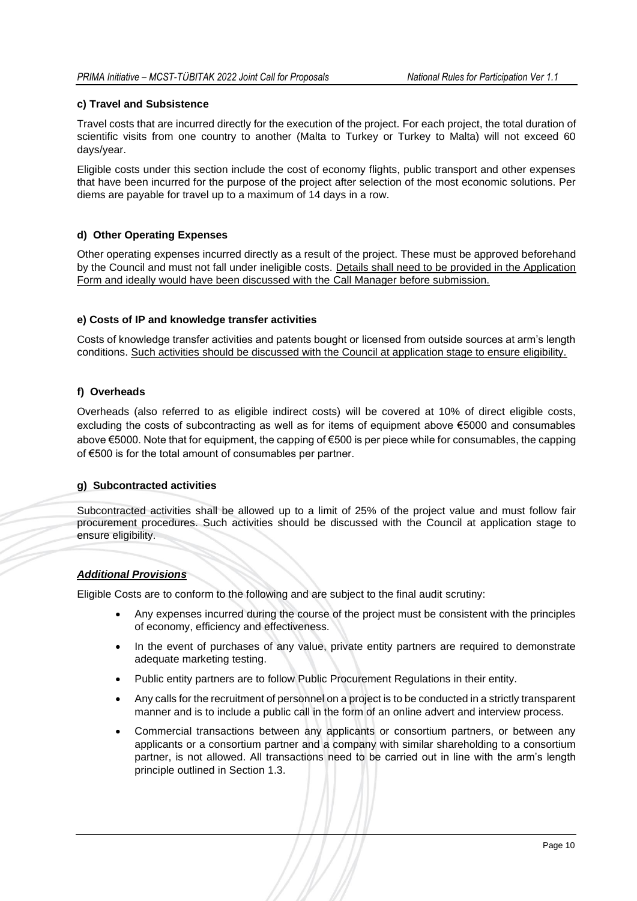#### c) Travel and Subsistence

Travel costs that are incurred directly for the execution of the project. For each project, the total duration of scientific visits from one country to another (Malta to Turkey or Turkey to Malta) will not exceed 60 days/year.

Eligible costs under this section include the cost of economy flights, public transport and other expenses that have been incurred for the purpose of the project after selection of the most economic solutions. Per diems are payable for travel up to a maximum of 14 days in a row.

#### d) Other Operating Expenses

Other operating expenses incurred directly as a result of the project. These must be approved beforehand by the Council and must not fall under ineligible costs. <u>Details shall need to be provided in the Application Form and ideally would have been discussed with the Call Manager before submission.</u>

#### e) Costs of IP and knowledge transfer activities

Costs of knowledge transfer activities and patents bought or licensed from outside sources at arm's length conditions. <u>Such activities should be discussed with the Council at application stage to ensure eligibility.</u>

#### f) Overheads

Overheads (also referred to as eligible indirect costs) will be covered at 10% of direct eligible costs, excluding the costs of subcontracting as well as for items of equipment above €5000 and consumables above €5000. Note that for equipment, the capping of €500 is per piece while for consumables, the capping of €500 is for the total amount of consumables per partner.

#### g) Subcontracted activities

Subcontracted activities shall be allowed up to a limit of 25% of the project value and must follow fair procurement procedures. Such activities should be discussed with the Council at application stage to ensure eligibility.

#### ***<u>Additional Provisions</u>***

Eligible Costs are to conform to the following and are subject to the final audit scrutiny:

- Any expenses incurred during the course of the project must be consistent with the principles of economy, efficiency and effectiveness.
- In the event of purchases of any value, private entity partners are required to demonstrate adequate marketing testing.
- Public entity partners are to follow Public Procurement Regulations in their entity.
- Any calls for the recruitment of personnel on a project is to be conducted in a strictly transparent manner and is to include a public call in the form of an online advert and interview process.
- Commercial transactions between any applicants or consortium partners, or between any applicants or a consortium partner and a company with similar shareholding to a consortium partner, is not allowed. All transactions need to be carried out in line with the arm's length principle outlined in Section 1.3.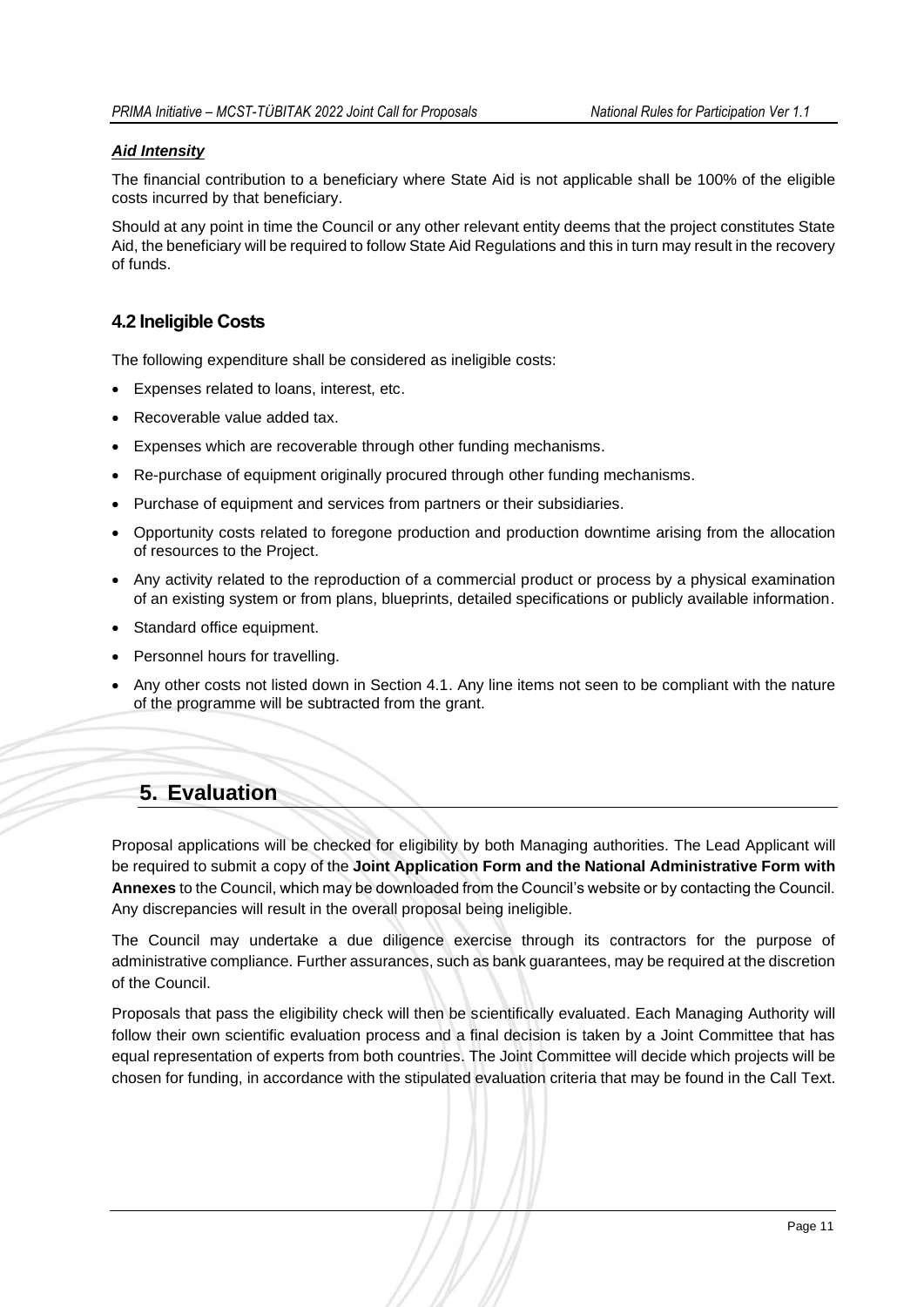***Aid Intensity***

The financial contribution to a beneficiary where State Aid is not applicable shall be 100% of the eligible costs incurred by that beneficiary.

Should at any point in time the Council or any other relevant entity deems that the project constitutes State Aid, the beneficiary will be required to follow State Aid Regulations and this in turn may result in the recovery of funds.

### 4.2 Ineligible Costs

The following expenditure shall be considered as ineligible costs:

- Expenses related to loans, interest, etc.
- Recoverable value added tax.
- Expenses which are recoverable through other funding mechanisms.
- Re-purchase of equipment originally procured through other funding mechanisms.
- Purchase of equipment and services from partners or their subsidiaries.
- Opportunity costs related to foregone production and production downtime arising from the allocation of resources to the Project.
- Any activity related to the reproduction of a commercial product or process by a physical examination of an existing system or from plans, blueprints, detailed specifications or publicly available information.
- Standard office equipment.
- Personnel hours for travelling.
- Any other costs not listed down in Section 4.1. Any line items not seen to be compliant with the nature of the programme will be subtracted from the grant.

## 5. Evaluation

Proposal applications will be checked for eligibility by both Managing authorities. The Lead Applicant will be required to submit a copy of the **Joint Application Form and the National Administrative Form with Annexes** to the Council, which may be downloaded from the Council's website or by contacting the Council. Any discrepancies will result in the overall proposal being ineligible.

The Council may undertake a due diligence exercise through its contractors for the purpose of administrative compliance. Further assurances, such as bank guarantees, may be required at the discretion of the Council.

Proposals that pass the eligibility check will then be scientifically evaluated. Each Managing Authority will follow their own scientific evaluation process and a final decision is taken by a Joint Committee that has equal representation of experts from both countries. The Joint Committee will decide which projects will be chosen for funding, in accordance with the stipulated evaluation criteria that may be found in the Call Text.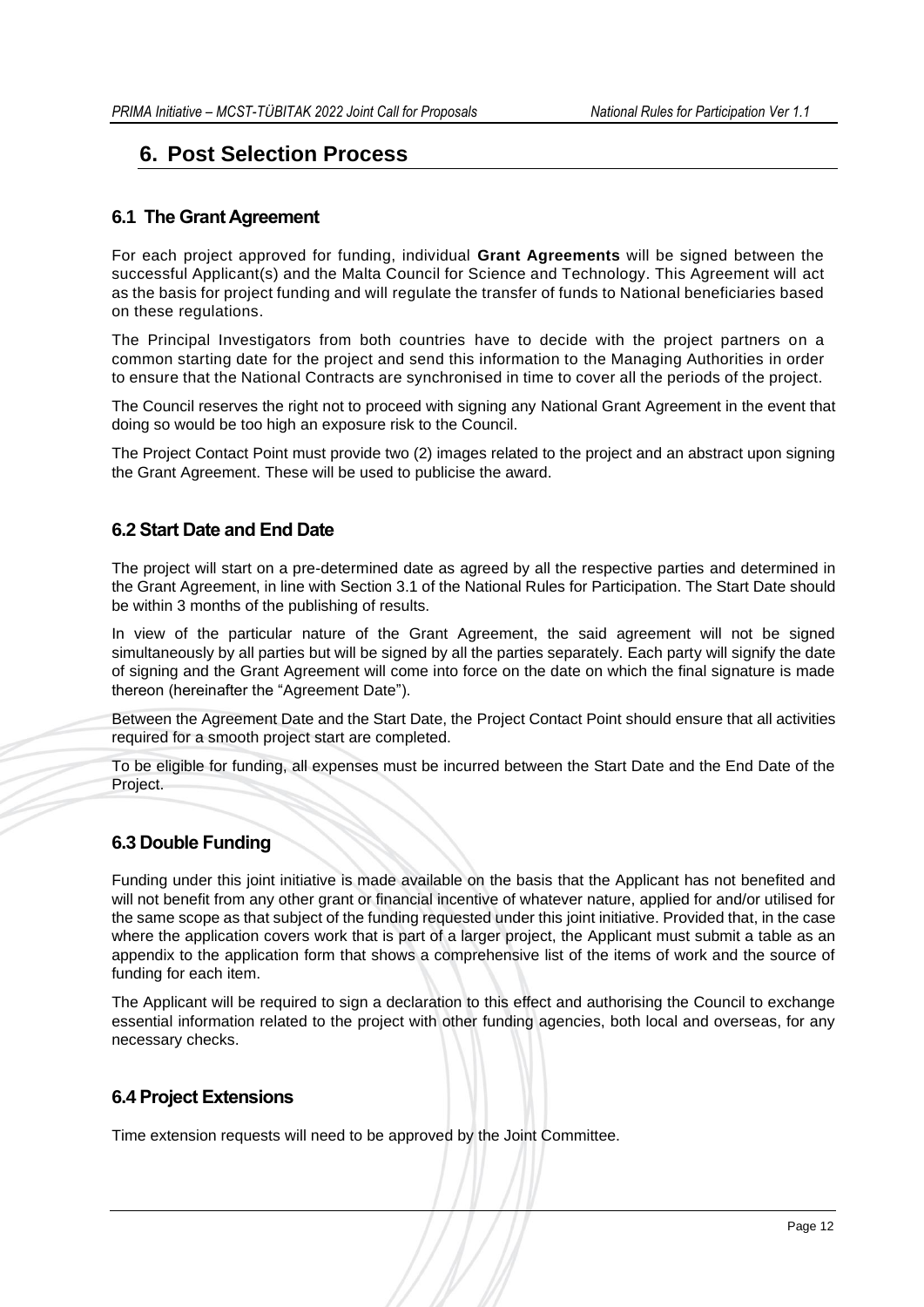# 6. Post Selection Process

## 6.1 The Grant Agreement

For each project approved for funding, individual **Grant Agreements** will be signed between the successful Applicant(s) and the Malta Council for Science and Technology. This Agreement will act as the basis for project funding and will regulate the transfer of funds to National beneficiaries based on these regulations.

The Principal Investigators from both countries have to decide with the project partners on a common starting date for the project and send this information to the Managing Authorities in order to ensure that the National Contracts are synchronised in time to cover all the periods of the project.

The Council reserves the right not to proceed with signing any National Grant Agreement in the event that doing so would be too high an exposure risk to the Council.

The Project Contact Point must provide two (2) images related to the project and an abstract upon signing the Grant Agreement. These will be used to publicise the award.

## 6.2 Start Date and End Date

The project will start on a pre-determined date as agreed by all the respective parties and determined in the Grant Agreement, in line with Section 3.1 of the National Rules for Participation. The Start Date should be within 3 months of the publishing of results.

In view of the particular nature of the Grant Agreement, the said agreement will not be signed simultaneously by all parties but will be signed by all the parties separately. Each party will signify the date of signing and the Grant Agreement will come into force on the date on which the final signature is made thereon (hereinafter the "Agreement Date").

Between the Agreement Date and the Start Date, the Project Contact Point should ensure that all activities required for a smooth project start are completed.

To be eligible for funding, all expenses must be incurred between the Start Date and the End Date of the Project.

## 6.3 Double Funding

Funding under this joint initiative is made available on the basis that the Applicant has not benefited and will not benefit from any other grant or financial incentive of whatever nature, applied for and/or utilised for the same scope as that subject of the funding requested under this joint initiative. Provided that, in the case where the application covers work that is part of a larger project, the Applicant must submit a table as an appendix to the application form that shows a comprehensive list of the items of work and the source of funding for each item.

The Applicant will be required to sign a declaration to this effect and authorising the Council to exchange essential information related to the project with other funding agencies, both local and overseas, for any necessary checks.

## 6.4 Project Extensions

Time extension requests will need to be approved by the Joint Committee.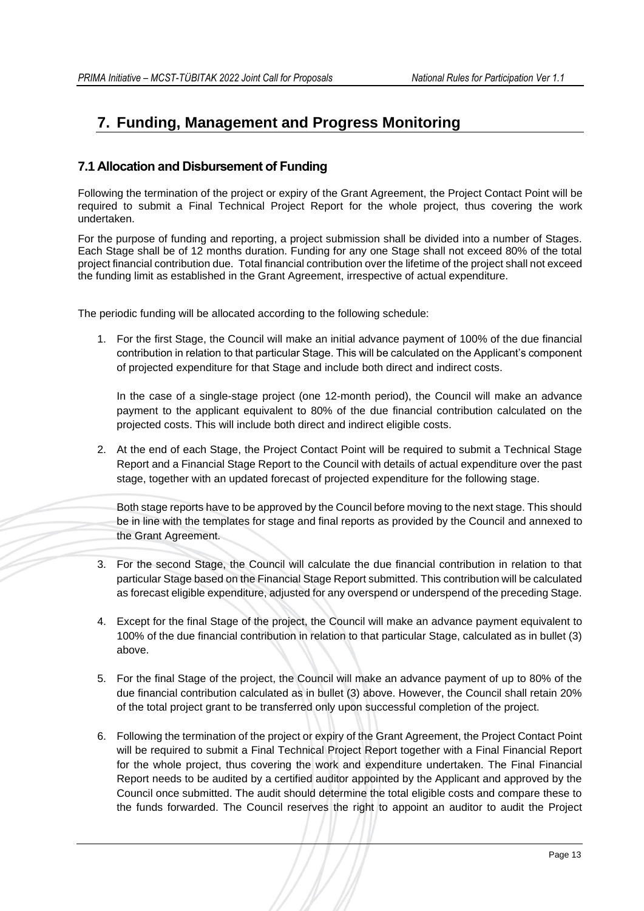# 7. Funding, Management and Progress Monitoring

## 7.1 Allocation and Disbursement of Funding

Following the termination of the project or expiry of the Grant Agreement, the Project Contact Point will be required to submit a Final Technical Project Report for the whole project, thus covering the work undertaken.

For the purpose of funding and reporting, a project submission shall be divided into a number of Stages. Each Stage shall be of 12 months duration. Funding for any one Stage shall not exceed 80% of the total project financial contribution due. Total financial contribution over the lifetime of the project shall not exceed the funding limit as established in the Grant Agreement, irrespective of actual expenditure.

The periodic funding will be allocated according to the following schedule:

1. For the first Stage, the Council will make an initial advance payment of 100% of the due financial contribution in relation to that particular Stage. This will be calculated on the Applicant's component of projected expenditure for that Stage and include both direct and indirect costs.

   In the case of a single-stage project (one 12-month period), the Council will make an advance payment to the applicant equivalent to 80% of the due financial contribution calculated on the projected costs. This will include both direct and indirect eligible costs.

2. At the end of each Stage, the Project Contact Point will be required to submit a Technical Stage Report and a Financial Stage Report to the Council with details of actual expenditure over the past stage, together with an updated forecast of projected expenditure for the following stage.

   Both stage reports have to be approved by the Council before moving to the next stage. This should be in line with the templates for stage and final reports as provided by the Council and annexed to the Grant Agreement.

3. For the second Stage, the Council will calculate the due financial contribution in relation to that particular Stage based on the Financial Stage Report submitted. This contribution will be calculated as forecast eligible expenditure, adjusted for any overspend or underspend of the preceding Stage.

4. Except for the final Stage of the project, the Council will make an advance payment equivalent to 100% of the due financial contribution in relation to that particular Stage, calculated as in bullet (3) above.

5. For the final Stage of the project, the Council will make an advance payment of up to 80% of the due financial contribution calculated as in bullet (3) above. However, the Council shall retain 20% of the total project grant to be transferred only upon successful completion of the project.

6. Following the termination of the project or expiry of the Grant Agreement, the Project Contact Point will be required to submit a Final Technical Project Report together with a Final Financial Report for the whole project, thus covering the work and expenditure undertaken. The Final Financial Report needs to be audited by a certified auditor appointed by the Applicant and approved by the Council once submitted. The audit should determine the total eligible costs and compare these to the funds forwarded. The Council reserves the right to appoint an auditor to audit the Project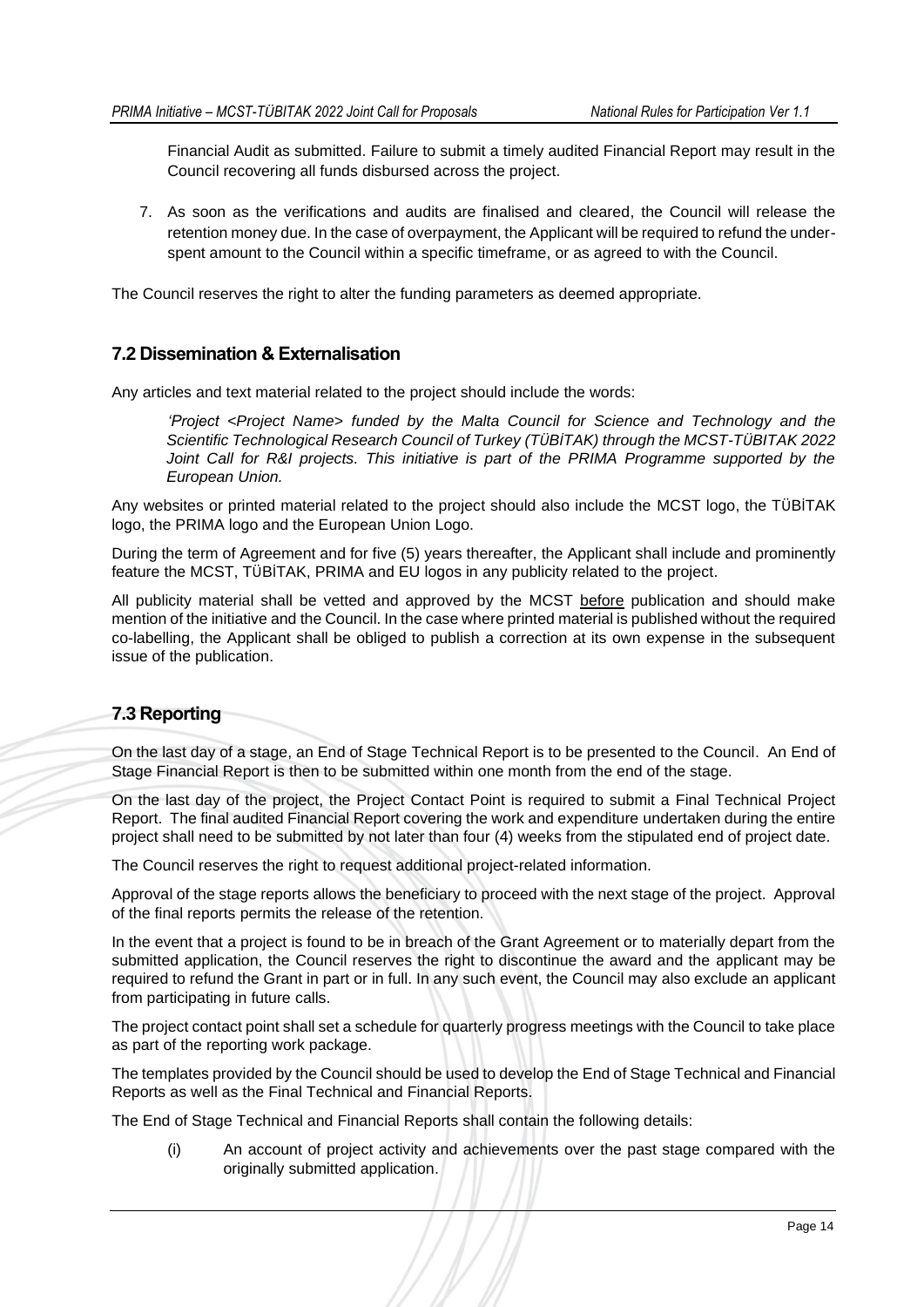Financial Audit as submitted. Failure to submit a timely audited Financial Report may result in the Council recovering all funds disbursed across the project.

7. As soon as the verifications and audits are finalised and cleared, the Council will release the retention money due. In the case of overpayment, the Applicant will be required to refund the under-spent amount to the Council within a specific timeframe, or as agreed to with the Council.

The Council reserves the right to alter the funding parameters as deemed appropriate.

## 7.2 Dissemination & Externalisation

Any articles and text material related to the project should include the words:

> *'Project <Project Name> funded by the Malta Council for Science and Technology and the Scientific Technological Research Council of Turkey (TÜBİTAK) through the MCST-TÜBITAK 2022 Joint Call for R&I projects. This initiative is part of the PRIMA Programme supported by the European Union.*

Any websites or printed material related to the project should also include the MCST logo, the TÜBİTAK logo, the PRIMA logo and the European Union Logo.

During the term of Agreement and for five (5) years thereafter, the Applicant shall include and prominently feature the MCST, TÜBİTAK, PRIMA and EU logos in any publicity related to the project.

All publicity material shall be vetted and approved by the MCST before publication and should make mention of the initiative and the Council. In the case where printed material is published without the required co-labelling, the Applicant shall be obliged to publish a correction at its own expense in the subsequent issue of the publication.

## 7.3 Reporting

On the last day of a stage, an End of Stage Technical Report is to be presented to the Council. An End of Stage Financial Report is then to be submitted within one month from the end of the stage.

On the last day of the project, the Project Contact Point is required to submit a Final Technical Project Report. The final audited Financial Report covering the work and expenditure undertaken during the entire project shall need to be submitted by not later than four (4) weeks from the stipulated end of project date.

The Council reserves the right to request additional project-related information.

Approval of the stage reports allows the beneficiary to proceed with the next stage of the project. Approval of the final reports permits the release of the retention.

In the event that a project is found to be in breach of the Grant Agreement or to materially depart from the submitted application, the Council reserves the right to discontinue the award and the applicant may be required to refund the Grant in part or in full. In any such event, the Council may also exclude an applicant from participating in future calls.

The project contact point shall set a schedule for quarterly progress meetings with the Council to take place as part of the reporting work package.

The templates provided by the Council should be used to develop the End of Stage Technical and Financial Reports as well as the Final Technical and Financial Reports.

The End of Stage Technical and Financial Reports shall contain the following details:

(i) An account of project activity and achievements over the past stage compared with the originally submitted application.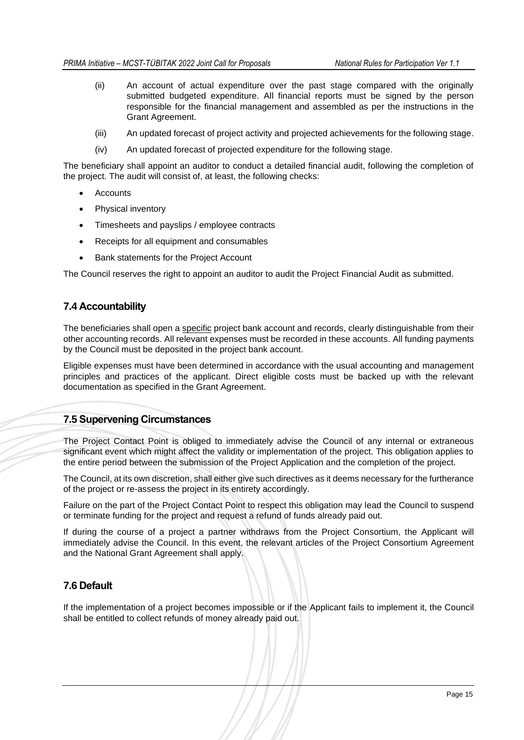(ii) An account of actual expenditure over the past stage compared with the originally submitted budgeted expenditure. All financial reports must be signed by the person responsible for the financial management and assembled as per the instructions in the Grant Agreement.

(iii) An updated forecast of project activity and projected achievements for the following stage.

(iv) An updated forecast of projected expenditure for the following stage.

The beneficiary shall appoint an auditor to conduct a detailed financial audit, following the completion of the project. The audit will consist of, at least, the following checks:

- Accounts
- Physical inventory
- Timesheets and payslips / employee contracts
- Receipts for all equipment and consumables
- Bank statements for the Project Account

The Council reserves the right to appoint an auditor to audit the Project Financial Audit as submitted.

## 7.4 Accountability

The beneficiaries shall open a specific project bank account and records, clearly distinguishable from their other accounting records. All relevant expenses must be recorded in these accounts. All funding payments by the Council must be deposited in the project bank account.

Eligible expenses must have been determined in accordance with the usual accounting and management principles and practices of the applicant. Direct eligible costs must be backed up with the relevant documentation as specified in the Grant Agreement.

## 7.5 Supervening Circumstances

The Project Contact Point is obliged to immediately advise the Council of any internal or extraneous significant event which might affect the validity or implementation of the project. This obligation applies to the entire period between the submission of the Project Application and the completion of the project.

The Council, at its own discretion, shall either give such directives as it deems necessary for the furtherance of the project or re-assess the project in its entirety accordingly.

Failure on the part of the Project Contact Point to respect this obligation may lead the Council to suspend or terminate funding for the project and request a refund of funds already paid out.

If during the course of a project a partner withdraws from the Project Consortium, the Applicant will immediately advise the Council. In this event, the relevant articles of the Project Consortium Agreement and the National Grant Agreement shall apply.

## 7.6 Default

If the implementation of a project becomes impossible or if the Applicant fails to implement it, the Council shall be entitled to collect refunds of money already paid out.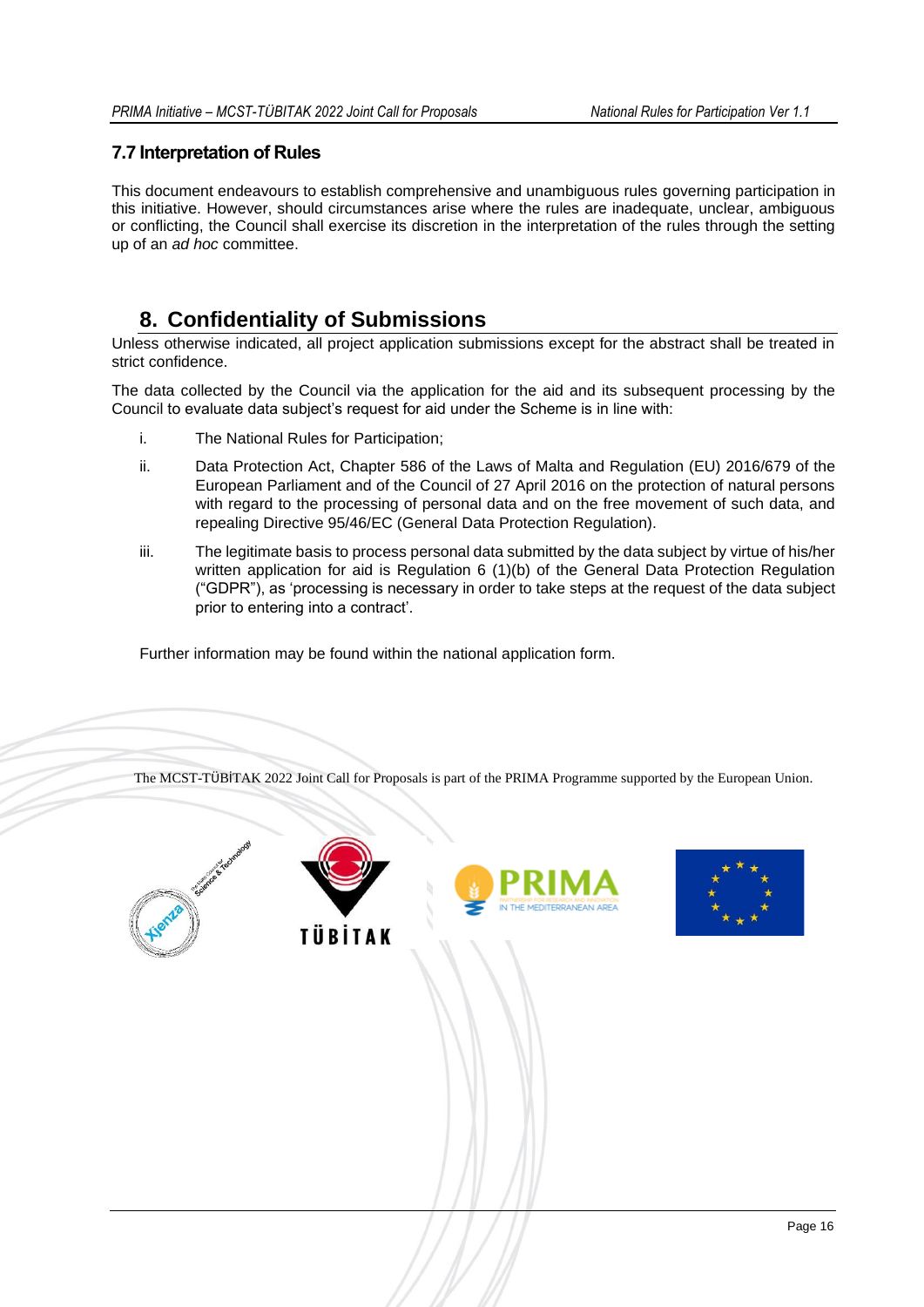### 7.7 Interpretation of Rules

This document endeavours to establish comprehensive and unambiguous rules governing participation in this initiative. However, should circumstances arise where the rules are inadequate, unclear, ambiguous or conflicting, the Council shall exercise its discretion in the interpretation of the rules through the setting up of an *ad hoc* committee.

## 8. Confidentiality of Submissions

Unless otherwise indicated, all project application submissions except for the abstract shall be treated in strict confidence.

The data collected by the Council via the application for the aid and its subsequent processing by the Council to evaluate data subject's request for aid under the Scheme is in line with:

i. The National Rules for Participation;

ii. Data Protection Act, Chapter 586 of the Laws of Malta and Regulation (EU) 2016/679 of the European Parliament and of the Council of 27 April 2016 on the protection of natural persons with regard to the processing of personal data and on the free movement of such data, and repealing Directive 95/46/EC (General Data Protection Regulation).

iii. The legitimate basis to process personal data submitted by the data subject by virtue of his/her written application for aid is Regulation 6 (1)(b) of the General Data Protection Regulation ("GDPR"), as 'processing is necessary in order to take steps at the request of the data subject prior to entering into a contract'.

Further information may be found within the national application form.

The MCST-TÜBİTAK 2022 Joint Call for Proposals is part of the PRIMA Programme supported by the European Union.